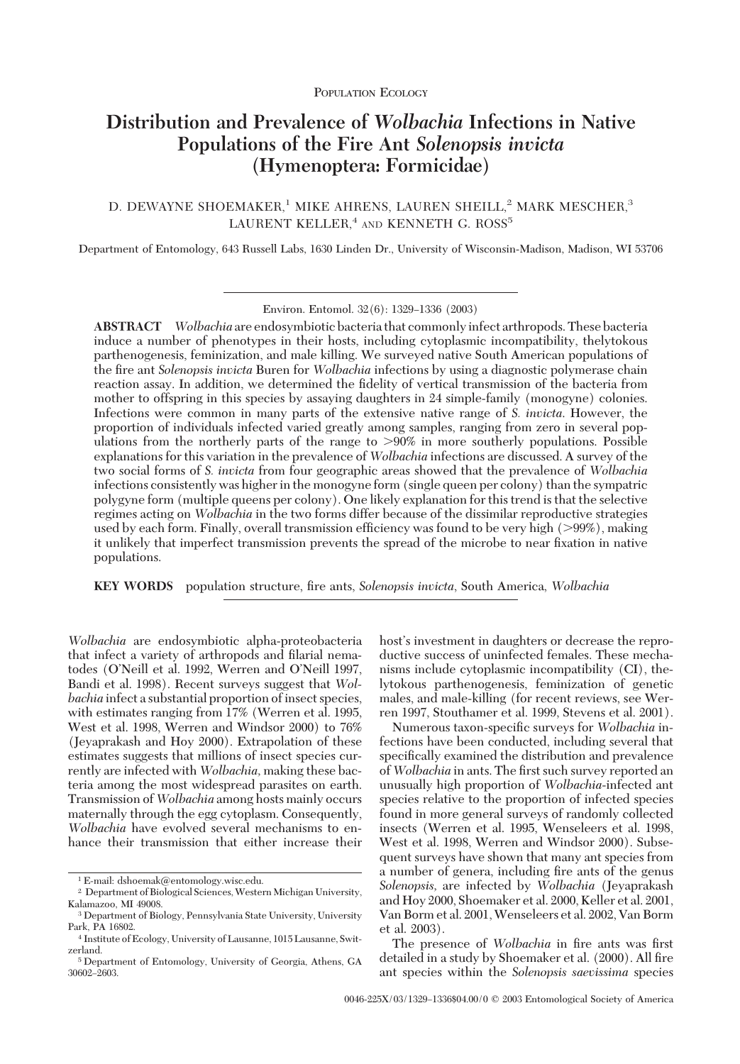POPULATION ECOLOGY

# Distribution and Prevalence of *Wolbachia* Infections in Native Populations of the Fire Ant *Solenopsis invicta* (Hymenoptera: Formicidae)

D. DEWAYNE SHOEMAKER,[1] MIKE AHRENS, LAUREN SHEILL,[2] MARK MESCHER,[3] LAURENT KELLER,[4] AND KENNETH G. ROSS[5]

Department of Entomology, 643 Russell Labs, 1630 Linden Dr., University of Wisconsin-Madison, Madison, WI 53706

Environ. Entomol. 32(6): 1329–1336 (2003)

**ABSTRACT** *Wolbachia* are endosymbiotic bacteria that commonly infect arthropods. These bacteria induce a number of phenotypes in their hosts, including cytoplasmic incompatibility, thelytokous parthenogenesis, feminization, and male killing. We surveyed native South American populations of the fire ant *Solenopsis invicta* Buren for *Wolbachia* infections by using a diagnostic polymerase chain reaction assay. In addition, we determined the fidelity of vertical transmission of the bacteria from mother to offspring in this species by assaying daughters in 24 simple-family (monogyne) colonies. Infections were common in many parts of the extensive native range of *S. invicta*. However, the proportion of individuals infected varied greatly among samples, ranging from zero in several populations from the northerly parts of the range to >90% in more southerly populations. Possible explanations for this variation in the prevalence of *Wolbachia* infections are discussed. A survey of the two social forms of *S. invicta* from four geographic areas showed that the prevalence of *Wolbachia* infections consistently was higher in the monogyne form (single queen per colony) than the sympatric polygyne form (multiple queens per colony). One likely explanation for this trend is that the selective regimes acting on *Wolbachia* in the two forms differ because of the dissimilar reproductive strategies used by each form. Finally, overall transmission efficiency was found to be very high (>99%), making it unlikely that imperfect transmission prevents the spread of the microbe to near fixation in native populations.

**KEY WORDS** population structure, fire ants, *Solenopsis invicta*, South America, *Wolbachia*

*Wolbachia* are endosymbiotic alpha-proteobacteria that infect a variety of arthropods and filarial nematodes (O'Neill et al. 1992, Werren and O'Neill 1997, Bandi et al. 1998). Recent surveys suggest that *Wolbachia* infect a substantial proportion of insect species, with estimates ranging from 17% (Werren et al. 1995, West et al. 1998, Werren and Windsor 2000) to 76% (Jeyaprakash and Hoy 2000). Extrapolation of these estimates suggests that millions of insect species currently are infected with *Wolbachia*, making these bacteria among the most widespread parasites on earth. Transmission of *Wolbachia* among hosts mainly occurs maternally through the egg cytoplasm. Consequently, *Wolbachia* have evolved several mechanisms to enhance their transmission that either increase their host's investment in daughters or decrease the reproductive success of uninfected females. These mechanisms include cytoplasmic incompatibility (CI), thelytokous parthenogenesis, feminization of genetic males, and male-killing (for recent reviews, see Werren 1997, Stouthamer et al. 1999, Stevens et al. 2001).

Numerous taxon-specific surveys for *Wolbachia* infections have been conducted, including several that specifically examined the distribution and prevalence of *Wolbachia* in ants. The first such survey reported an unusually high proportion of *Wolbachia*-infected ant species relative to the proportion of infected species found in more general surveys of randomly collected insects (Werren et al. 1995, Wenseleers et al. 1998, West et al. 1998, Werren and Windsor 2000). Subsequent surveys have shown that many ant species from a number of genera, including fire ants of the genus *Solenopsis*, are infected by *Wolbachia* (Jeyaprakash and Hoy 2000, Shoemaker et al. 2000, Keller et al. 2001, Van Borm et al. 2001, Wenseleers et al. 2002, Van Borm et al. 2003).

The presence of *Wolbachia* in fire ants was first detailed in a study by Shoemaker et al. (2000). All fire ant species within the *Solenopsis saevissima* species

[1] E-mail: dshoemak@entomology.wisc.edu.

[2] Department of Biological Sciences, Western Michigan University, Kalamazoo, MI 49008.

[3] Department of Biology, Pennsylvania State University, University Park, PA 16802.

[4] Institute of Ecology, University of Lausanne, 1015 Lausanne, Switzerland.

[5] Department of Entomology, University of Georgia, Athens, GA 30602–2603.

0046-225X/03/1329–1336$04.00/0 © 2003 Entomological Society of America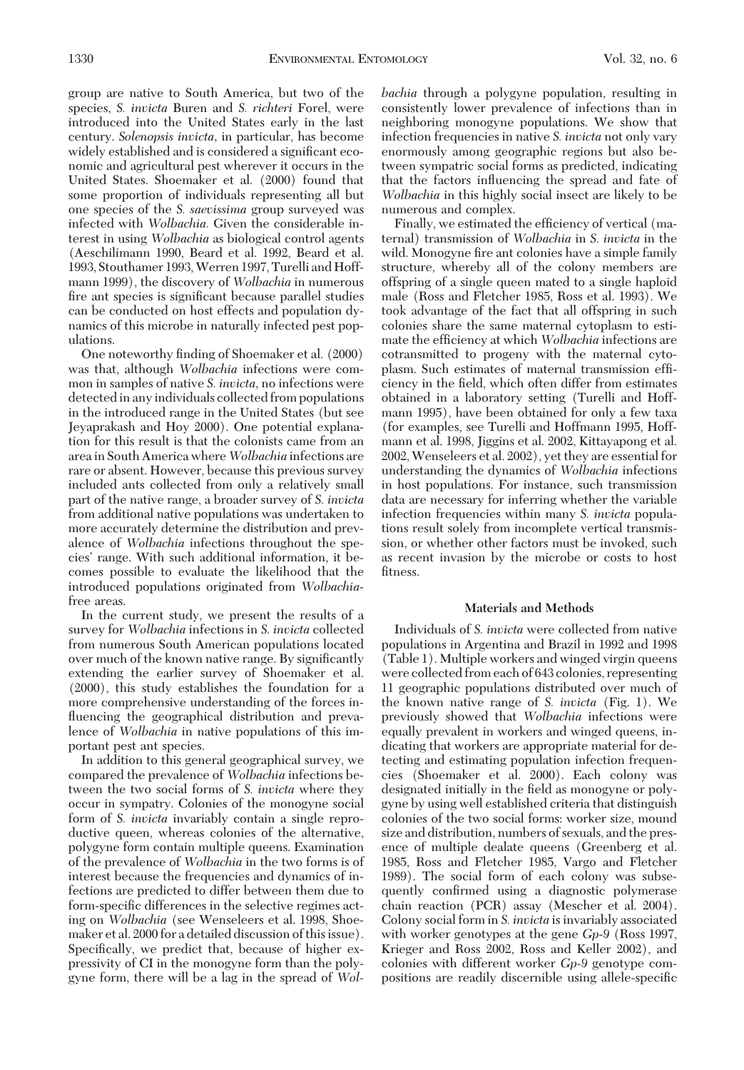group are native to South America, but two of the species, *S. invicta* Buren and *S. richteri* Forel, were introduced into the United States early in the last century. *Solenopsis invicta,* in particular, has become widely established and is considered a significant economic and agricultural pest wherever it occurs in the United States. Shoemaker et al. (2000) found that some proportion of individuals representing all but one species of the *S. saevissima* group surveyed was infected with *Wolbachia.* Given the considerable interest in using *Wolbachia* as biological control agents (Aeschilimann 1990, Beard et al. 1992, Beard et al. 1993, Stouthamer 1993, Werren 1997, Turelli and Hoffmann 1999), the discovery of *Wolbachia* in numerous fire ant species is significant because parallel studies can be conducted on host effects and population dynamics of this microbe in naturally infected pest populations.

One noteworthy finding of Shoemaker et al. (2000) was that, although *Wolbachia* infections were common in samples of native *S. invicta*, no infections were detected in any individuals collected from populations in the introduced range in the United States (but see Jeyaprakash and Hoy 2000). One potential explanation for this result is that the colonists came from an area in South America where *Wolbachia* infections are rare or absent. However, because this previous survey included ants collected from only a relatively small part of the native range, a broader survey of *S. invicta* from additional native populations was undertaken to more accurately determine the distribution and prevalence of *Wolbachia* infections throughout the two species' range. With such additional information, it becomes possible to evaluate the likelihood that the introduced populations originated from *Wolbachia*-free areas.

In the current study, we present the results of a survey for *Wolbachia* infections in *S. invicta* collected from numerous South American populations located over much of the known native range. By significantly extending the earlier survey of Shoemaker et al. (2000), this study establishes the foundation for a more comprehensive understanding of the forces influencing the geographical distribution and prevalence of *Wolbachia* in native populations of this important pest ant species.

In addition to this general geographical survey, we compared the prevalence of *Wolbachia* infections between the two social forms of *S. invicta* where they occur in sympatry. Colonies of the monogyne social form of *S. invicta* invariably contain a single reproductive queen, whereas colonies of the alternative, polygyne form contain multiple queens. Examination of the prevalence of *Wolbachia* in the two forms is of interest because the frequencies and dynamics of infections are predicted to differ between them due to form-specific differences in the selective regimes acting on *Wolbachia* (see Wenseleers et al. 1998, Shoemaker et al. 2000 for a detailed discussion of this issue). Specifically, we predict that, because of higher expressivity of CI in the monogyne form than the polygyne form, there will be a lag in the spread of *Wolbachia* through a polygyne population, resulting in consistently lower prevalence of infections than in neighboring monogyne populations. We show that infection frequencies in native *S. invicta* not only vary enormously among geographic regions but also between sympatric social forms as predicted, indicating that the factors influencing the spread and fate of *Wolbachia* in this highly social insect are likely to be numerous and complex.

Finally, we estimated the efficiency of vertical (maternal) transmission of *Wolbachia* in *S. invicta* in the wild. Monogyne fire ant colonies have a simple family structure, whereby all of the colony members are offspring of a single queen mated to a single haploid male (Ross and Fletcher 1985, Ross et al. 1993). We took advantage of the fact that all offspring in such colonies share the same maternal cytoplasm to estimate the efficiency at which *Wolbachia* infections are cotransmitted to progeny with the maternal cytoplasm. Such estimates of maternal transmission efficiency in the field, which often differ from estimates obtained in a laboratory setting (Turelli and Hoffmann 1995), have been obtained for only a few taxa (for examples, see Turelli and Hoffmann 1995, Hoffmann et al. 1998, Jiggins et al. 2002, Kittayapong et al. 2002, Wenseleers et al. 2002), yet they are essential for understanding the dynamics of *Wolbachia* infections in host populations. For instance, such transmission data are necessary for inferring whether the variable infection frequencies within many *S. invicta* populations result solely from incomplete vertical transmission, or whether other factors must be invoked, such as recent invasion by the microbe or costs to host fitness.

## Materials and Methods

Individuals of *S. invicta* were collected from native populations in Argentina and Brazil in 1992 and 1998 (Table 1). Multiple workers and winged virgin queens were collected from each of 643 colonies, representing 11 geographic populations distributed over much of the known native range of *S. invicta* (Fig. 1). We previously showed that *Wolbachia* infections were equally prevalent in workers and winged queens, indicating that workers are appropriate material for detecting and estimating population infection frequencies (Shoemaker et al. 2000). Each colony was designated initially in the field as monogyne or polygyne by using well established criteria that distinguish colonies of the two social forms: worker size, mound size and distribution, numbers of sexuals, and the presence of multiple dealate queens (Greenberg et al. 1985, Ross and Fletcher 1985, Vargo and Fletcher 1989). The social form of each colony was subsequently confirmed using a diagnostic polymerase chain reaction (PCR) assay (Mescher et al. 2004). Colony social form in *S. invicta* is invariably associated with worker genotypes at the gene *Gp-9* (Ross 1997, Krieger and Ross 2002, Ross and Keller 2002), and colonies with different worker *Gp-9* genotype compositions are readily discernible using allele-specific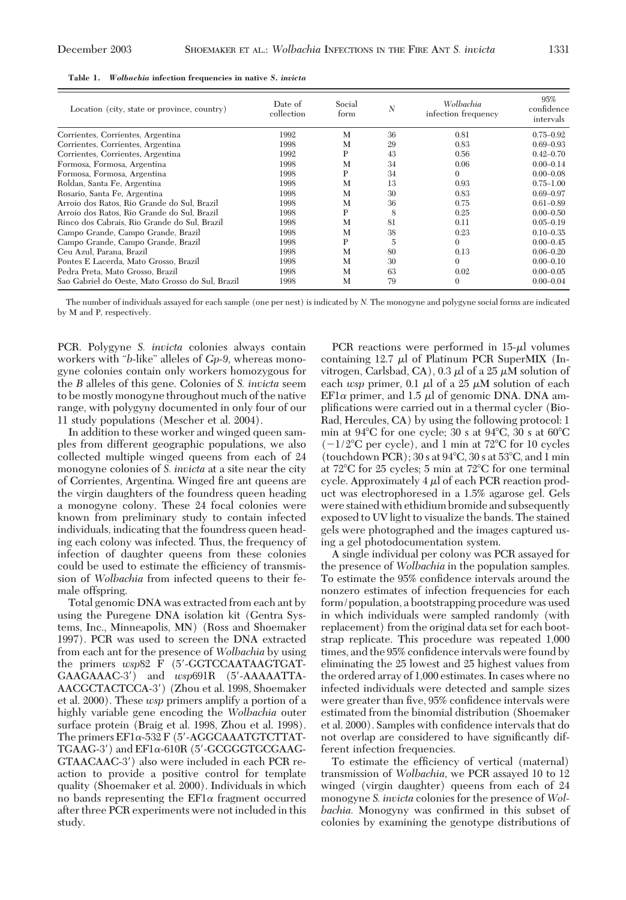**Table 1. *Wolbachia* infection frequencies in native *S. invicta***

| Location (city, state or province, country) | Date of collection | Social form | N | *Wolbachia* infection frequency | 95% confidence intervals |
|---|---|---|---|---|---|
| Corrientes, Corrientes, Argentina | 1992 | M | 36 | 0.81 | 0.75–0.92 |
| Corrientes, Corrientes, Argentina | 1998 | M | 29 | 0.83 | 0.69–0.93 |
| Corrientes, Corrientes, Argentina | 1992 | P | 43 | 0.56 | 0.42–0.70 |
| Formosa, Formosa, Argentina | 1998 | M | 34 | 0.06 | 0.00–0.14 |
| Formosa, Formosa, Argentina | 1998 | P | 34 | 0 | 0.00–0.08 |
| Roldan, Santa Fe, Argentina | 1998 | M | 13 | 0.93 | 0.75–1.00 |
| Rosario, Santa Fe, Argentina | 1998 | M | 30 | 0.83 | 0.69–0.97 |
| Arroio dos Ratos, Rio Grande do Sul, Brazil | 1998 | M | 36 | 0.75 | 0.61–0.89 |
| Arroio dos Ratos, Rio Grande do Sul, Brazil | 1998 | P | 8 | 0.25 | 0.00–0.50 |
| Rinco dos Cabrais, Rio Grande do Sul, Brazil | 1998 | M | 81 | 0.11 | 0.05–0.19 |
| Campo Grande, Campo Grande, Brazil | 1998 | M | 38 | 0.23 | 0.10–0.35 |
| Campo Grande, Campo Grande, Brazil | 1998 | P | 5 | 0 | 0.00–0.45 |
| Ceu Azul, Parana, Brazil | 1998 | M | 80 | 0.13 | 0.06–0.20 |
| Pontes E Lacerda, Mato Grosso, Brazil | 1998 | M | 30 | 0 | 0.00–0.10 |
| Pedra Preta, Mato Grosso, Brazil | 1998 | M | 63 | 0.02 | 0.00–0.05 |
| Sao Gabriel do Oeste, Mato Grosso do Sul, Brazil | 1998 | M | 79 | 0 | 0.00–0.04 |

The number of individuals assayed for each sample (one per nest) is indicated by *N*. The monogyne and polygyne social forms are indicated by M and P, respectively.

PCR. Polygyne *S. invicta* colonies always contain workers with "*b*-like" alleles of *Gp-9*, whereas monogyne colonies contain only workers homozygous for the *B* alleles of this gene. Colonies of *S. invicta* seem to be mostly monogyne throughout much of the native range, with polygyny documented in only four of our 11 study populations (Mescher et al. 2004).

In addition to these worker and winged queen samples from different geographic populations, we also collected multiple winged queens from each of 24 monogyne colonies of *S. invicta* at a site near the city of Corrientes, Argentina. Winged fire ant queens are the virgin daughters of the foundress queen heading a monogyne colony. These 24 focal colonies were known from preliminary study to contain infected individuals, indicating that the foundress queen heading each colony was infected. Thus, the frequency of infection of daughter queens from these colonies could be used to estimate the efficiency of transmission of *Wolbachia* from infected queens to their female offspring.

Total genomic DNA was extracted from each ant by using the Puregene DNA isolation kit (Gentra Systems, Inc., Minneapolis, MN) (Ross and Shoemaker 1997). PCR was used to screen the DNA extracted from each ant for the presence of *Wolbachia* by using the primers *wsp*82 F (5′-GGTCCAATAAGTGATGAAGAAAC-3′) and *wsp*691R (5′-AAAAATTAAACGCTACTCCA-3′) (Zhou et al. 1998, Shoemaker et al. 2000). These *wsp* primers amplify a portion of a highly variable gene encoding the *Wolbachia* outer surface protein (Braig et al. 1998, Zhou et al. 1998). The primers EF1α-532 F (5′-AGGCAAATGTCTTATTGAAG-3′) and EF1α-610R (5′-GCGGGTGCGAAGGTAACAAC-3′) also were included in each PCR reaction to provide a positive control for template quality (Shoemaker et al. 2000). Individuals in which no bands representing the EF1α fragment occurred after three PCR experiments were not included in this study.

PCR reactions were performed in 15-μl volumes containing 12.7 μl of Platinum PCR SuperMIX (Invitrogen, Carlsbad, CA), 0.3 μl of a 25 μM solution of each *wsp* primer, 0.1 μl of a 25 μM solution of each EF1α primer, and 1.5 μl of genomic DNA. DNA amplifications were carried out in a thermal cycler (Bio-Rad, Hercules, CA) by using the following protocol: 1 min at 94°C for one cycle; 30 s at 94°C, 30 s at 60°C (−1/2°C per cycle), and 1 min at 72°C for 10 cycles (touchdown PCR); 30 s at 94°C, 30 s at 53°C, and 1 min at 72°C for 25 cycles; 5 min at 72°C for one terminal cycle. Approximately 4 μl of each PCR reaction product was electrophoresed in a 1.5% agarose gel. Gels were stained with ethidium bromide and subsequently exposed to UV light to visualize the bands. The stained gels were photographed and the images captured using a gel photodocumentation system.

A single individual per colony was PCR assayed for the presence of *Wolbachia* in the population samples. To estimate the 95% confidence intervals around the nonzero estimates of infection frequencies for each form/population, a bootstrapping procedure was used in which individuals were sampled randomly (with replacement) from the original data set for each bootstrap replicate. This procedure was repeated 1,000 times, and the 95% confidence intervals were found by eliminating the 25 lowest and 25 highest values from the ordered array of 1,000 estimates. In cases where no infected individuals were detected and sample sizes were greater than five, 95% confidence intervals were estimated from the binomial distribution (Shoemaker et al. 2000). Samples with confidence intervals that do not overlap are considered to have significantly different infection frequencies.

To estimate the efficiency of vertical (maternal) transmission of *Wolbachia*, we PCR assayed 10 to 12 winged (virgin daughter) queens from each of 24 monogyne *S. invicta* colonies for the presence of *Wolbachia.* Monogyny was confirmed in this subset of colonies by examining the genotype distributions of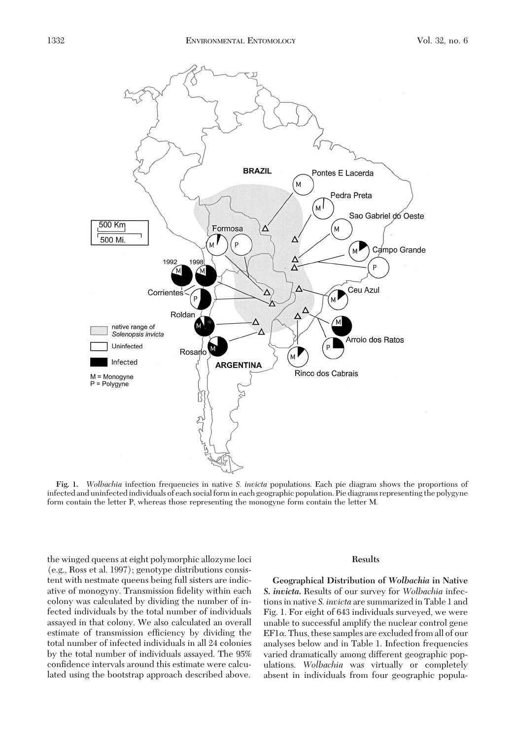**Fig. 1.** *Wolbachia* infection frequencies in native *S. invicta* populations. Each pie diagram shows the proportions of infected and uninfected individuals of each social form in each geographic population. Pie diagrams representing the polygyne form contain the letter P, whereas those representing the monogyne form contain the letter M.

the winged queens at eight polymorphic allozyme loci (e.g., Ross et al. 1997); genotype distributions consistent with nestmate queens being full sisters are indicative of monogyny. Transmission fidelity within each colony was calculated by dividing the number of infected individuals by the total number of individuals assayed in that colony. We also calculated an overall estimate of transmission efficiency by dividing the total number of infected individuals in all 24 colonies by the total number of individuals assayed. The 95% confidence intervals around this estimate were calculated using the bootstrap approach described above.

## Results

**Geographical Distribution of *Wolbachia* in Native *S. invicta*.** Results of our survey for *Wolbachia* infections in native *S. invicta* are summarized in Table 1 and Fig. 1. For eight of 643 individuals surveyed, we were unable to successful amplify the nuclear control gene EF1$\alpha$. Thus, these samples are excluded from all of our analyses below and in Table 1. Infection frequencies varied dramatically among different geographic populations. *Wolbachia* was virtually or completely absent in individuals from four geographic popula-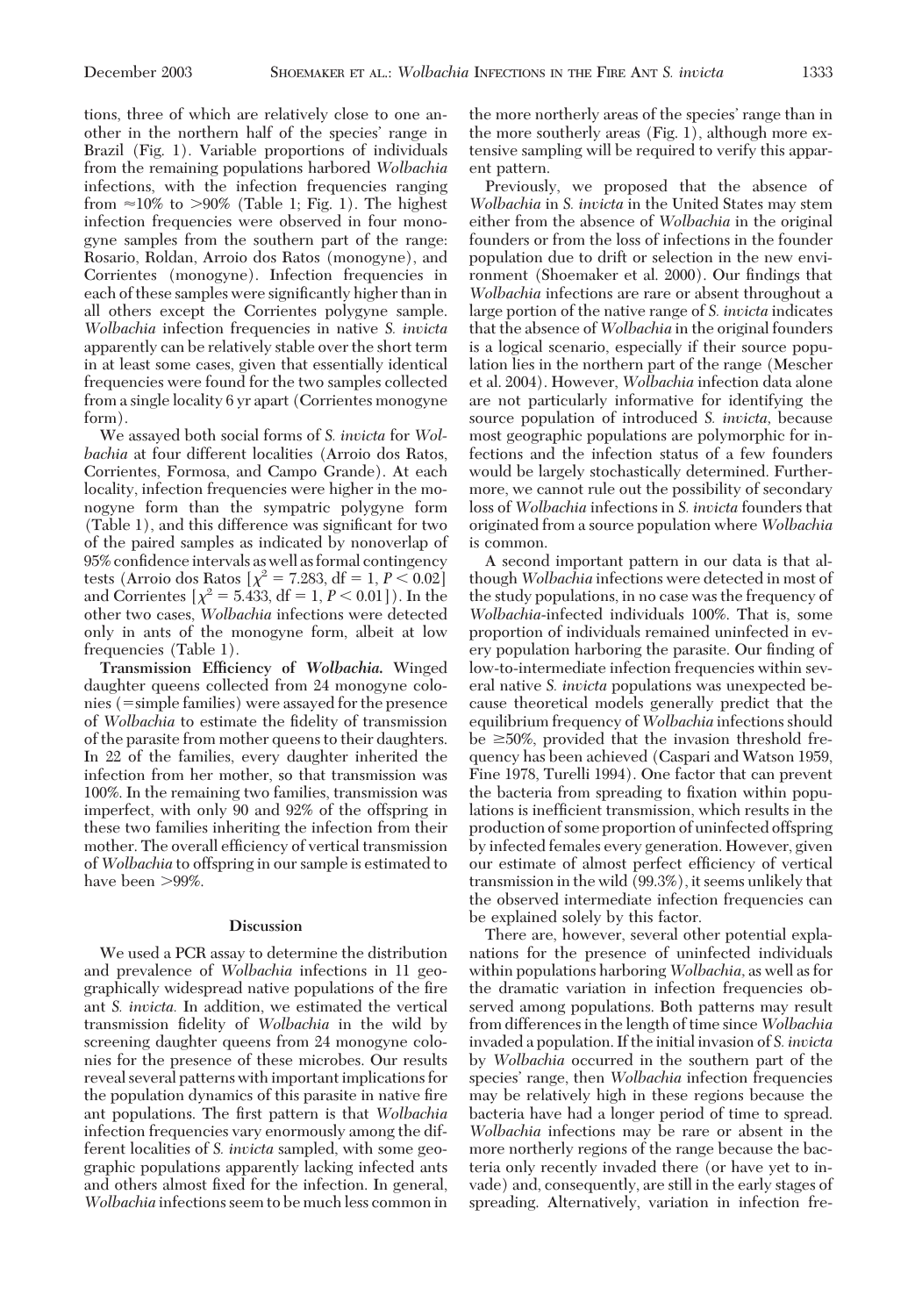tions, three of which are relatively close to one another in the northern half of the species' range in Brazil (Fig. 1). Variable proportions of individuals from the remaining populations harbored *Wolbachia* infections, with the infection frequencies ranging from ≈10% to >90% (Table 1; Fig. 1). The highest infection frequencies were observed in four monogyne samples from the southern part of the range: Rosario, Roldan, Arroio dos Ratos (monogyne), and Corrientes (monogyne). Infection frequencies in each of these samples were significantly higher than in all others except the Corrientes polygyne sample. *Wolbachia* infection frequencies in native *S. invicta* apparently can be relatively stable over the short term in at least some cases, given that essentially identical frequencies were found for the two samples collected from a single locality 6 yr apart (Corrientes monogyne form).

We assayed both social forms of *S. invicta* for *Wolbachia* at four different localities (Arroio dos Ratos, Corrientes, Formosa, and Campo Grande). At each locality, infection frequencies were higher in the monogyne form than the sympatric polygyne form (Table 1), and this difference was significant for two of the paired samples as indicated by nonoverlap of 95% confidence intervals as well as formal contingency tests (Arroio dos Ratos [$\chi^2 = 7.283$, df = 1, $P < 0.02$] and Corrientes [$\chi^2 = 5.433$, df = 1, $P < 0.01$]). In the other two cases, *Wolbachia* infections were detected only in ants of the monogyne form, albeit at low frequencies (Table 1).

**Transmission Efficiency of *Wolbachia*.** Winged daughter queens collected from 24 monogyne colonies (=simple families) were assayed for the presence of *Wolbachia* to estimate the fidelity of transmission of the parasite from mother queens to their daughters. In 22 of the families, every daughter inherited the infection from her mother, so that transmission was 100%. In the remaining two families, transmission was imperfect, with only 90 and 92% of the offspring in these two families inheriting the infection from their mother. The overall efficiency of vertical transmission of *Wolbachia* to offspring in our sample is estimated to have been >99%.

## Discussion

We used a PCR assay to determine the distribution and prevalence of *Wolbachia* infections in 11 geographically widespread native populations of the fire ant *S. invicta.* In addition, we estimated the vertical transmission fidelity of *Wolbachia* in the wild by screening daughter queens from 24 monogyne colonies for the presence of these microbes. Our results reveal several patterns with important implications for the population dynamics of this parasite in native fire ant populations. The first pattern is that *Wolbachia* infection frequencies vary enormously among the different localities of *S. invicta* sampled, with some geographic populations apparently lacking infected ants and others almost fixed for the infection. In general, *Wolbachia* infections seem to be much less common in the more northerly areas of the species' range than in the more southerly areas (Fig. 1), although more extensive sampling will be required to verify this apparent pattern.

Previously, we proposed that the absence of *Wolbachia* in *S. invicta* in the United States may stem either from the absence of *Wolbachia* in the original founders or from the loss of infections in the founder population due to drift or selection in the new environment (Shoemaker et al. 2000). Our findings that *Wolbachia* infections are rare or absent throughout a large portion of the native range of *S. invicta* indicates that the absence of *Wolbachia* in the original founders is a logical scenario, especially if their source population lies in the northern part of the range (Mescher et al. 2004). However, *Wolbachia* infection data alone are not particularly informative for identifying the source population of introduced *S. invicta,* because most geographic populations are polymorphic for infections and the infection status of a few founders would be largely stochastically determined. Furthermore, we cannot rule out the possibility of secondary loss of *Wolbachia* infections in *S. invicta* founders that originated from a source population where *Wolbachia* is common.

A second important pattern in our data is that although *Wolbachia* infections were detected in most of the study populations, in no case was the frequency of *Wolbachia*-infected individuals 100%. That is, some proportion of individuals remained uninfected in every population harboring the parasite. Our finding of low-to-intermediate infection frequencies within several native *S. invicta* populations was unexpected because theoretical models generally predict that the equilibrium frequency of *Wolbachia* infections should be ≥50%, provided that the invasion threshold frequency has been achieved (Caspari and Watson 1959, Fine 1978, Turelli 1994). One factor that can prevent the bacteria from spreading to fixation within populations is inefficient transmission, which results in the production of some proportion of uninfected offspring by infected females every generation. However, given our estimate of almost perfect efficiency of vertical transmission in the wild (99.3%), it seems unlikely that the observed intermediate infection frequencies can be explained solely by this factor.

There are, however, several other potential explanations for the presence of uninfected individuals within populations harboring *Wolbachia*, as well as for the dramatic variation in infection frequencies observed among populations. Both patterns may result from differences in the length of time since *Wolbachia* invaded a population. If the initial invasion of *S. invicta* by *Wolbachia* occurred in the southern part of the species' range, then *Wolbachia* infection frequencies may be relatively high in these regions because the bacteria have had a longer period of time to spread. *Wolbachia* infections may be rare or absent in the more northerly regions of the range because the bacteria only recently invaded there (or have yet to invade) and, consequently, are still in the early stages of spreading. Alternatively, variation in infection fre-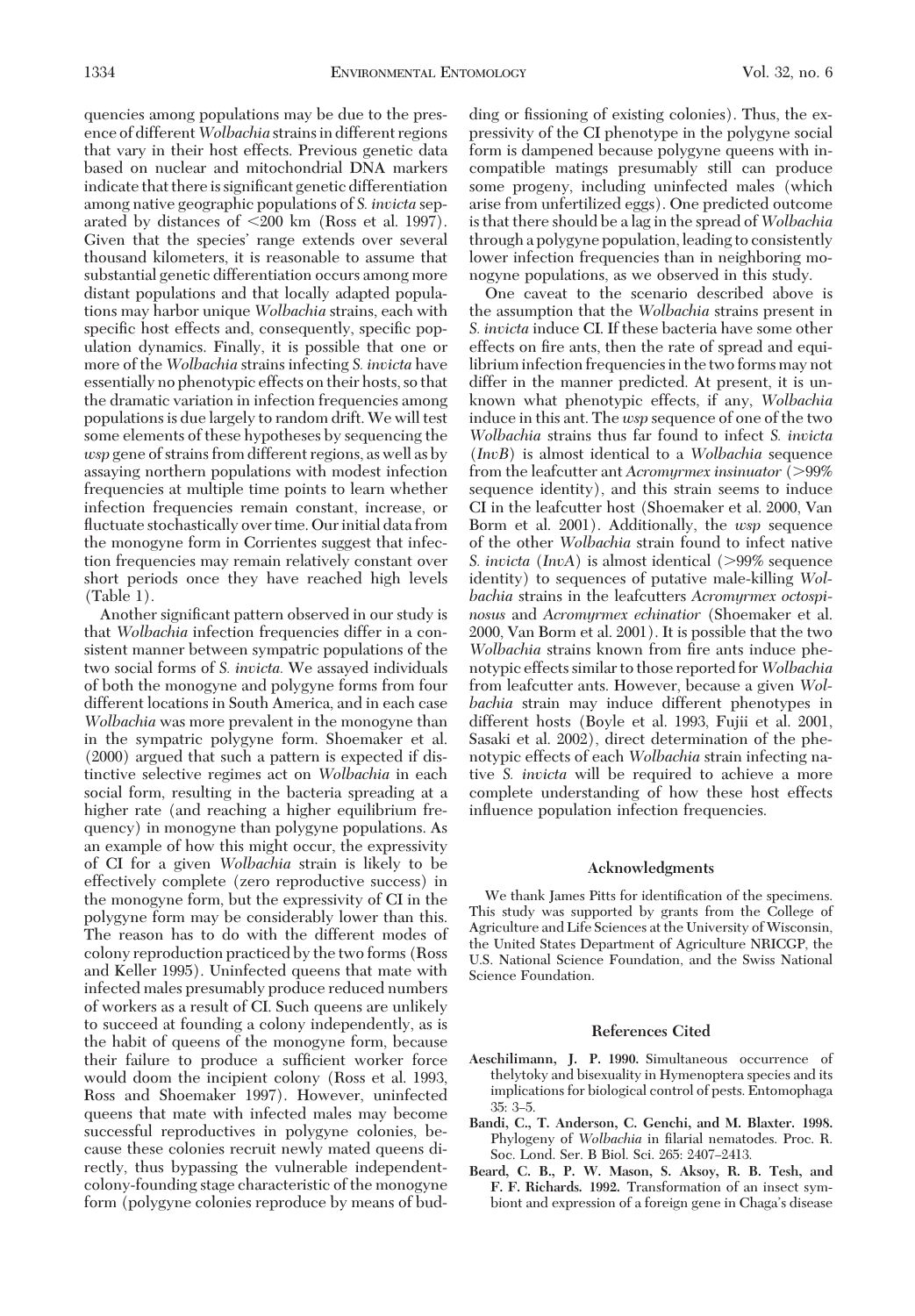quencies among populations may be due to the presence of different *Wolbachia* strains in different regions that vary in their host effects. Previous genetic data based on nuclear and mitochondrial DNA markers indicate that there is significant genetic differentiation among native geographic populations of *S. invicta* separated by distances of <200 km (Ross et al. 1997). Given that the species' range extends over several thousand kilometers, it is reasonable to assume that substantial genetic differentiation occurs among more distant populations and that locally adapted populations may harbor unique *Wolbachia* strains, each with specific host effects and, consequently, specific population dynamics. Finally, it is possible that one or more of the *Wolbachia* strains infecting *S. invicta* have essentially no phenotypic effects on their hosts, so that the dramatic variation in infection frequencies among populations is due largely to random drift. We will test some elements of these hypotheses by sequencing the *wsp* gene of strains from different regions, as well as by assaying northern populations with modest infection frequencies at multiple time points to learn whether infection frequencies remain constant, increase, or fluctuate stochastically over time. Our initial data from the monogyne form in Corrientes suggest that infection frequencies may remain relatively constant over short periods once they have reached high levels (Table 1).

Another significant pattern observed in our study is that *Wolbachia* infection frequencies differ in a consistent manner between sympatric populations of the two social forms of *S. invicta.* We assayed individuals of both the monogyne and polygyne forms from four different locations in South America, and in each case *Wolbachia* was more prevalent in the monogyne than in the sympatric polygyne form. Shoemaker et al. (2000) argued that such a pattern is expected if distinctive selective regimes act on *Wolbachia* in each social form, resulting in the bacteria spreading at a higher rate (and reaching a higher equilibrium frequency) in monogyne than polygyne populations. As an example of how this might occur, the expressivity of CI for a given *Wolbachia* strain is likely to be effectively complete (zero reproductive success) in the monogyne form, but the expressivity of CI in the polygyne form may be considerably lower than this. The reason has to do with the different modes of colony reproduction practiced by the two forms (Ross and Keller 1995). Uninfected queens that mate with infected males presumably produce reduced numbers of workers as a result of CI. Such queens are unlikely to succeed at founding a colony independently, as is the habit of queens of the monogyne form, because their failure to produce a sufficient worker force would doom the incipient colony (Ross et al. 1993, Ross and Shoemaker 1997). However, uninfected queens that mate with infected males may become successful reproductives in polygyne colonies, because these colonies recruit newly mated queens directly, thus bypassing the vulnerable independent-colony-founding stage characteristic of the monogyne form (polygyne colonies reproduce by means of budding or fissioning of existing colonies). Thus, the expressivity of the CI phenotype in the polygyne social form is dampened because polygyne queens with incompatible matings presumably still can produce some progeny, including uninfected males (which arise from unfertilized eggs). One predicted outcome is that there should be a lag in the spread of *Wolbachia* through a polygyne population, leading to consistently lower infection frequencies than in neighboring monogyne populations, as we observed in this study.

One caveat to the scenario described above is the assumption that the *Wolbachia* strains present in *S. invicta* induce CI. If these bacteria have some other effects on fire ants, then the rate of spread and equilibrium infection frequencies in the two forms may not differ in the manner predicted. At present, it is unknown what phenotypic effects, if any, *Wolbachia* induce in this ant. The *wsp* sequence of one of the two *Wolbachia* strains thus far found to infect *S. invicta* (*InvB*) is almost identical to a *Wolbachia* sequence from the leafcutter ant *Acromyrmex insinuator* (>99% sequence identity), and this strain seems to induce CI in the leafcutter host (Shoemaker et al. 2000, Van Borm et al. 2001). Additionally, the *wsp* sequence of the other *Wolbachia* strain found to infect native *S. invicta* (*InvA*) is almost identical (>99% sequence identity) to sequences of putative male-killing *Wolbachia* strains in the leafcutters *Acromyrmex octospinosus* and *Acromyrmex echinatior* (Shoemaker et al. 2000, Van Borm et al. 2001). It is possible that the two *Wolbachia* strains known from fire ants induce phenotypic effects similar to those reported for *Wolbachia* from leafcutter ants. However, because a given *Wolbachia* strain may induce different phenotypes in different hosts (Boyle et al. 1993, Fujii et al. 2001, Sasaki et al. 2002), direct determination of the phenotypic effects of each *Wolbachia* strain infecting native *S. invicta* will be required to achieve a more complete understanding of how these host effects influence population infection frequencies.

## Acknowledgments

We thank James Pitts for identification of the specimens. This study was supported by grants from the College of Agriculture and Life Sciences at the University of Wisconsin, the United States Department of Agriculture NRICGP, the U.S. National Science Foundation, and the Swiss National Science Foundation.

## References Cited

**Aeschilimann, J. P. 1990.** Simultaneous occurrence of thelytoky and bisexuality in Hymenoptera species and its implications for biological control of pests. Entomophaga 35: 3–5.

**Bandi, C., T. Anderson, C. Genchi, and M. Blaxter. 1998.** Phylogeny of *Wolbachia* in filarial nematodes. Proc. R. Soc. Lond. Ser. B Biol. Sci. 265: 2407–2413.

**Beard, C. B., P. W. Mason, S. Aksoy, R. B. Tesh, and F. F. Richards. 1992.** Transformation of an insect symbiont and expression of a foreign gene in Chaga's disease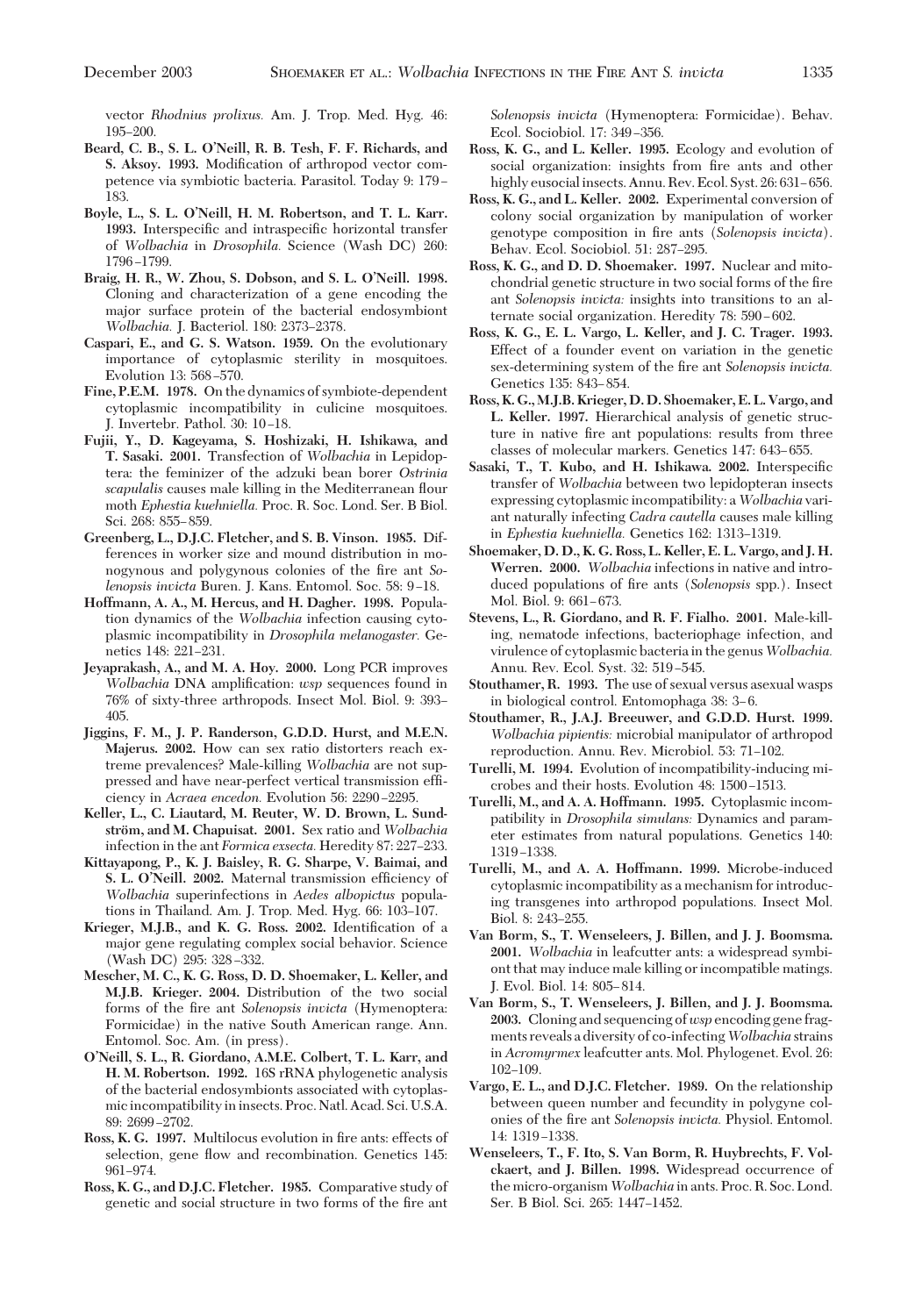vector *Rhodnius prolixus.* Am. J. Trop. Med. Hyg. 46: 195–200.

**Beard, C. B., S. L. O'Neill, R. B. Tesh, F. F. Richards, and S. Aksoy. 1993.** Modification of arthropod vector competence via symbiotic bacteria. Parasitol. Today 9: 179–183.

**Boyle, L., S. L. O'Neill, H. M. Robertson, and T. L. Karr. 1993.** Interspecific and intraspecific horizontal transfer of *Wolbachia* in *Drosophila.* Science (Wash DC) 260: 1796–1799.

**Braig, H. R., W. Zhou, S. Dobson, and S. L. O'Neill. 1998.** Cloning and characterization of a gene encoding the major surface protein of the bacterial endosymbiont *Wolbachia.* J. Bacteriol. 180: 2373–2378.

**Caspari, E., and G. S. Watson. 1959.** On the evolutionary importance of cytoplasmic sterility in mosquitoes. Evolution 13: 568–570.

**Fine, P.E.M. 1978.** On the dynamics of symbiote-dependent cytoplasmic incompatibility in culicine mosquitoes. J. Invertebr. Pathol. 30: 10–18.

**Fujii, Y., D. Kageyama, S. Hoshizaki, H. Ishikawa, and T. Sasaki. 2001.** Transfection of *Wolbachia* in Lepidoptera: the feminizer of the adzuki bean borer *Ostrinia scapulalis* causes male killing in the Mediterranean flour moth *Ephestia kuehniella.* Proc. R. Soc. Lond. Ser. B Biol. Sci. 268: 855–859.

**Greenberg, L., D.J.C. Fletcher, and S. B. Vinson. 1985.** Differences in worker size and mound distribution in monogynous and polygynous colonies of the fire ant *Solenopsis invicta* Buren. J. Kans. Entomol. Soc. 58: 9–18.

**Hoffmann, A. A., M. Hercus, and H. Dagher. 1998.** Population dynamics of the *Wolbachia* infection causing cytoplasmic incompatibility in *Drosophila melanogaster.* Genetics 148: 221–231.

**Jeyaprakash, A., and M. A. Hoy. 2000.** Long PCR improves *Wolbachia* DNA amplification: *wsp* sequences found in 76% of sixty-three arthropods. Insect Mol. Biol. 9: 393–405.

**Jiggins, F. M., J. P. Randerson, G.D.D. Hurst, and M.E.N. Majerus. 2002.** How can sex ratio distorters reach extreme prevalences? Male-killing *Wolbachia* are not suppressed and have near-perfect vertical transmission efficiency in *Acraea encedon.* Evolution 56: 2290–2295.

**Keller, L., C. Liautard, M. Reuter, W. D. Brown, L. Sundström, and M. Chapuisat. 2001.** Sex ratio and *Wolbachia* infection in the ant *Formica exsecta.* Heredity 87: 227–233.

**Kittayapong, P., K. J. Baisley, R. G. Sharpe, V. Baimai, and S. L. O'Neill. 2002.** Maternal transmission efficiency of *Wolbachia* superinfections in *Aedes albopictus* populations in Thailand. Am. J. Trop. Med. Hyg. 66: 103–107.

**Krieger, M.J.B., and K. G. Ross. 2002.** Identification of a major gene regulating complex social behavior. Science (Wash DC) 295: 328–332.

**Mescher, M. C., K. G. Ross, D. D. Shoemaker, L. Keller, and M.J.B. Krieger. 2004.** Distribution of the two social forms of the fire ant *Solenopsis invicta* (Hymenoptera: Formicidae) in the native South American range. Ann. Entomol. Soc. Am. (in press).

**O'Neill, S. L., R. Giordano, A.M.E. Colbert, T. L. Karr, and H. M. Robertson. 1992.** 16S rRNA phylogenetic analysis of the bacterial endosymbionts associated with cytoplasmic incompatibility in insects. Proc. Natl. Acad. Sci. U.S.A. 89: 2699–2702.

**Ross, K. G. 1997.** Multilocus evolution in fire ants: effects of selection, gene flow and recombination. Genetics 145: 961–974.

**Ross, K. G., and D.J.C. Fletcher. 1985.** Comparative study of genetic and social structure in two forms of the fire ant *Solenopsis invicta* (Hymenoptera: Formicidae). Behav. Ecol. Sociobiol. 17: 349–356.

**Ross, K. G., and L. Keller. 1995.** Ecology and evolution of social organization: insights from fire ants and other highly eusocial insects. Annu. Rev. Ecol. Syst. 26: 631–656.

**Ross, K. G., and L. Keller. 2002.** Experimental conversion of colony social organization by manipulation of worker genotype composition in fire ants (*Solenopsis invicta*). Behav. Ecol. Sociobiol. 51: 287–295.

**Ross, K. G., and D. D. Shoemaker. 1997.** Nuclear and mitochondrial genetic structure in two social forms of the fire ant *Solenopsis invicta:* insights into transitions to an alternate social organization. Heredity 78: 590–602.

**Ross, K. G., E. L. Vargo, L. Keller, and J. C. Trager. 1993.** Effect of a founder event on variation in the genetic sex-determining system of the fire ant *Solenopsis invicta.* Genetics 135: 843–854.

**Ross, K. G., M.J.B. Krieger, D. D. Shoemaker, E. L. Vargo, and L. Keller. 1997.** Hierarchical analysis of genetic structure in native fire ant populations: results from three classes of molecular markers. Genetics 147: 643–655.

**Sasaki, T., T. Kubo, and H. Ishikawa. 2002.** Interspecific transfer of *Wolbachia* between two lepidopteran insects expressing cytoplasmic incompatibility: a *Wolbachia* variant naturally infecting *Cadra cautella* causes male killing in *Ephestia kuehniella.* Genetics 162: 1313–1319.

**Shoemaker, D. D., K. G. Ross, L. Keller, E. L. Vargo, and J. H. Werren. 2000.** *Wolbachia* infections in native and introduced populations of fire ants (*Solenopsis* spp.). Insect Mol. Biol. 9: 661–673.

**Stevens, L., R. Giordano, and R. F. Fialho. 2001.** Male-killing, nematode infections, bacteriophage infection, and virulence of cytoplasmic bacteria in the genus *Wolbachia.* Annu. Rev. Ecol. Syst. 32: 519–545.

**Stouthamer, R. 1993.** The use of sexual versus asexual wasps in biological control. Entomophaga 38: 3–6.

**Stouthamer, R., J.A.J. Breeuwer, and G.D.D. Hurst. 1999.** *Wolbachia pipientis:* microbial manipulator of arthropod reproduction. Annu. Rev. Microbiol. 53: 71–102.

**Turelli, M. 1994.** Evolution of incompatibility-inducing microbes and their hosts. Evolution 48: 1500–1513.

**Turelli, M., and A. A. Hoffmann. 1995.** Cytoplasmic incompatibility in *Drosophila simulans:* Dynamics and parameter estimates from natural populations. Genetics 140: 1319–1338.

**Turelli, M., and A. Hoffmann. 1999.** Microbe-induced cytoplasmic incompatibility as a mechanism for introducing transgenes into arthropod populations. Insect Mol. Biol. 8: 243–255.

**Van Borm, S., T. Wenseleers, J. Billen, and J. J. Boomsma. 2001.** *Wolbachia* in leafcutter ants: a widespread symbiont that may induce male killing or incompatible matings. J. Evol. Biol. 14: 805–814.

**Van Borm, S., T. Wenseleers, J. Billen, and J. J. Boomsma. 2003.** Cloning and sequencing of *wsp* encoding gene fragments reveals a diversity of co-infecting *Wolbachia* strains in *Acromyrmex* leafcutter ants. Mol. Phylogenet. Evol. 26: 102–109.

**Vargo, E. L., and D.J.C. Fletcher. 1989.** On the relationship between queen number and fecundity in polygyne colonies of the fire ant *Solenopsis invicta.* Physiol. Entomol. 14: 1319–1338.

**Wenseleers, T., F. Ito, S. Van Borm, R. Huybrechts, F. Volckaert, and J. Billen. 1998.** Widespread occurrence of the micro-organism *Wolbachia* in ants. Proc. R. Soc. Lond. Ser. B Biol. Sci. 265: 1447–1452.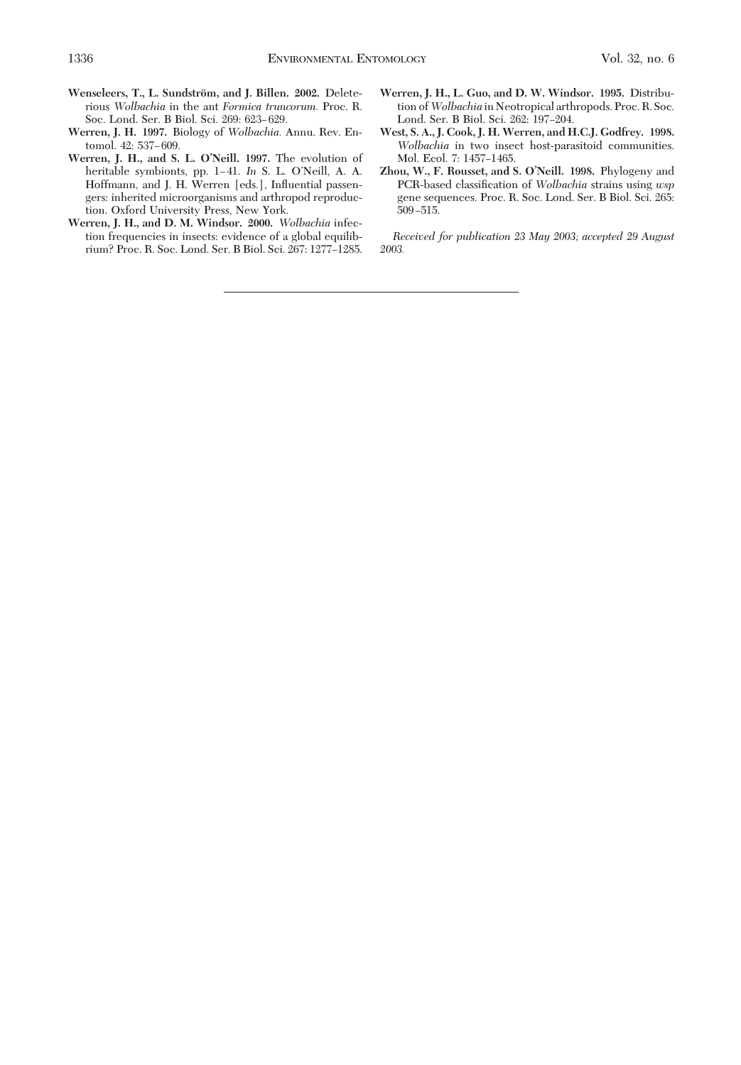**Wenseleers, T., L. Sundström, and J. Billen. 2002.** Deleterious *Wolbachia* in the ant *Formica truncorum.* Proc. R. Soc. Lond. Ser. B Biol. Sci. 269: 623–629.

**Werren, J. H. 1997.** Biology of *Wolbachia.* Annu. Rev. Entomol. 42: 537–609.

**Werren, J. H., and S. L. O'Neill. 1997.** The evolution of heritable symbionts, pp. 1–41. *In* S. L. O'Neill, A. A. Hoffmann, and J. H. Werren [eds.], Influential passengers: inherited microorganisms and arthropod reproduction. Oxford University Press, New York.

**Werren, J. H., and D. M. Windsor. 2000.** *Wolbachia* infection frequencies in insects: evidence of a global equilibrium? Proc. R. Soc. Lond. Ser. B Biol. Sci. 267: 1277–1285.

**Werren, J. H., L. Guo, and D. W. Windsor. 1995.** Distribution of *Wolbachia* in Neotropical arthropods. Proc. R. Soc. Lond. Ser. B Biol. Sci. 262: 197–204.

**West, S. A., J. Cook, J. H. Werren, and H.C.J. Godfrey. 1998.** *Wolbachia* in two insect host-parasitoid communities. Mol. Ecol. 7: 1457–1465.

**Zhou, W., F. Rousset, and S. O'Neill. 1998.** Phylogeny and PCR-based classification of *Wolbachia* strains using *wsp* gene sequences. Proc. R. Soc. Lond. Ser. B Biol. Sci. 265: 509–515.

*Received for publication 23 May 2003; accepted 29 August 2003.*